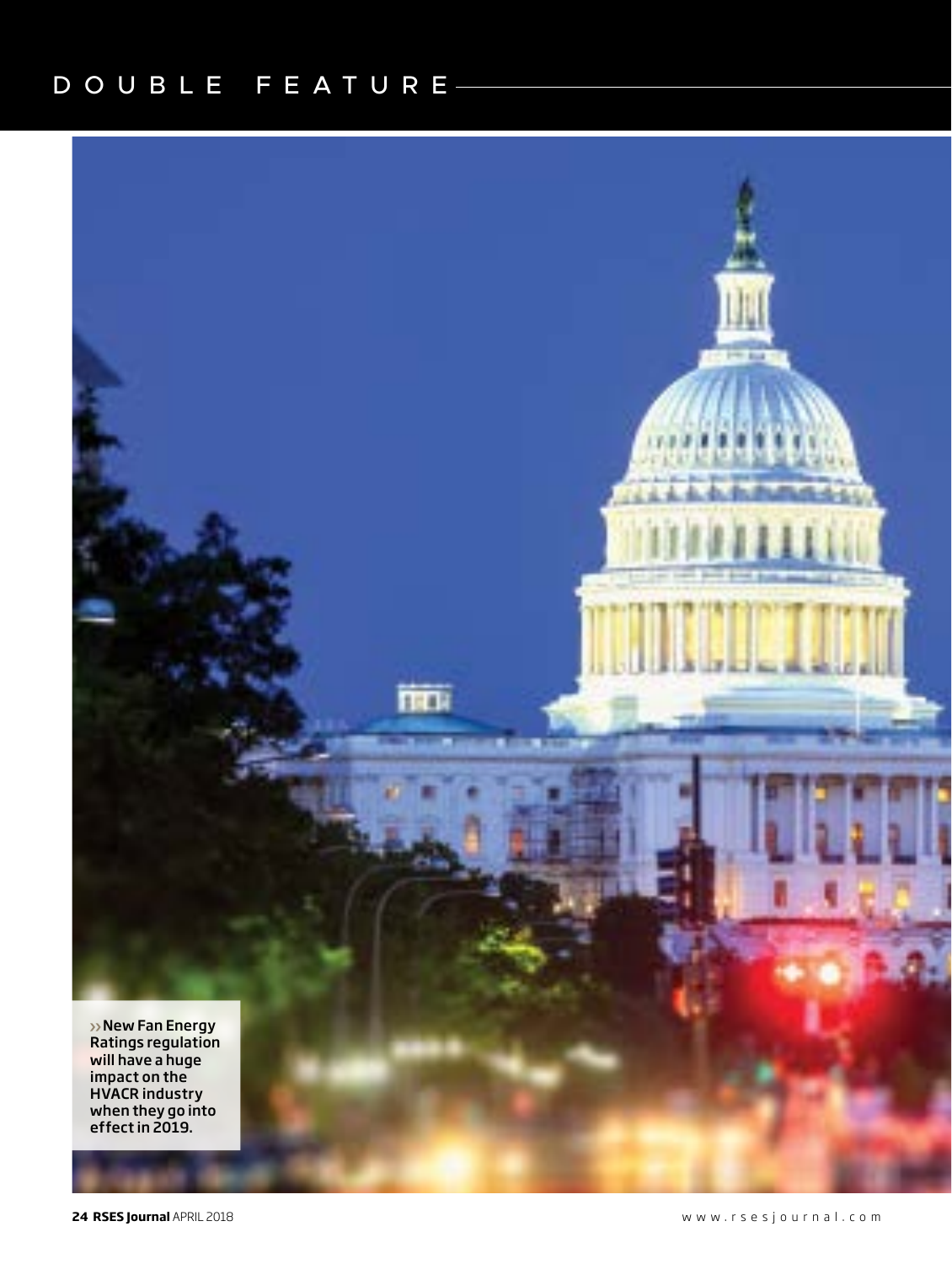DOUBLE FEATURE

›› New Fan Energy Ratings regulation will have a huge impact on the HVACR industry when they go into effect in 2019.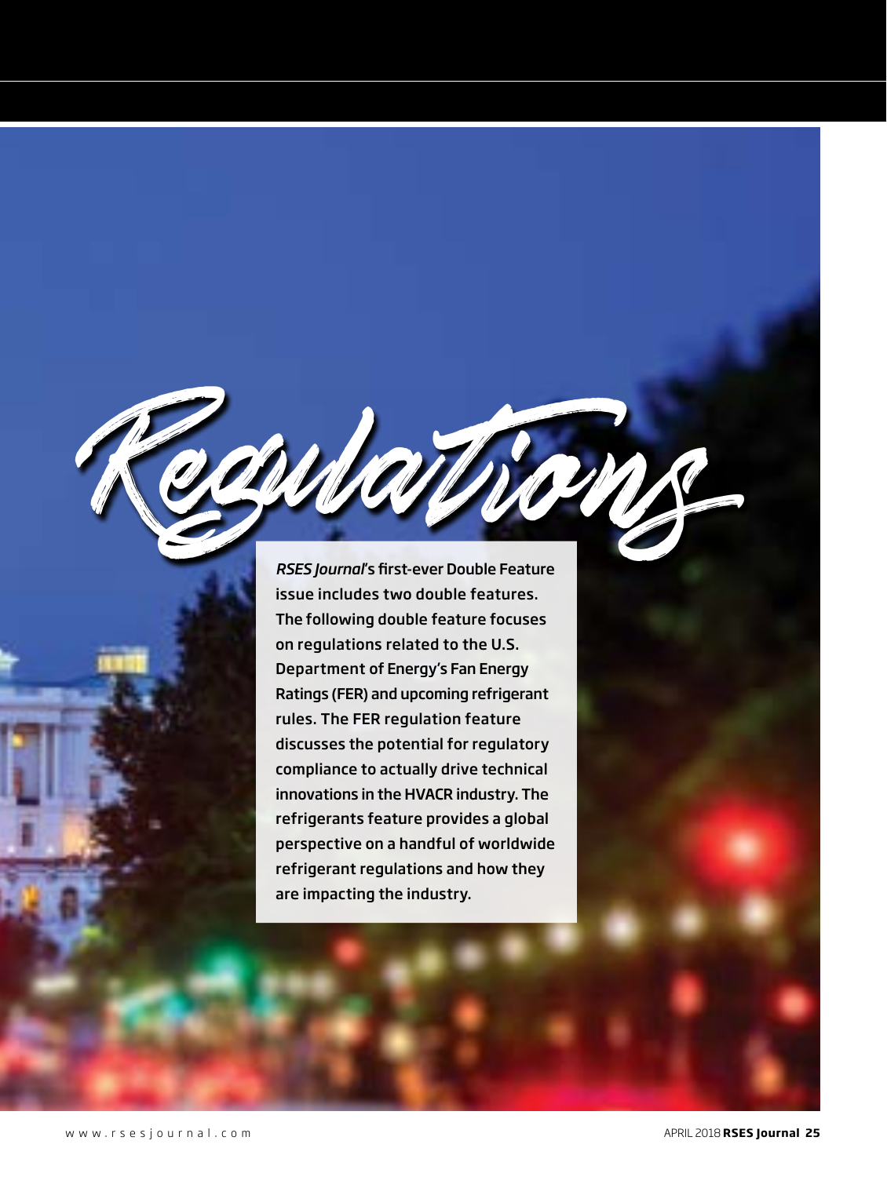# Regulations

*RSES Journal*'s first-ever Double Feature issue includes two double features. The following double feature focuses on regulations related to the U.S. Department of Energy's Fan Energy Ratings (FER) and upcoming refrigerant rules. The FER regulation feature discusses the potential for regulatory compliance to actually drive technical innovations in the HVACR industry. The refrigerants feature provides a global perspective on a handful of worldwide refrigerant regulations and how they are impacting the industry.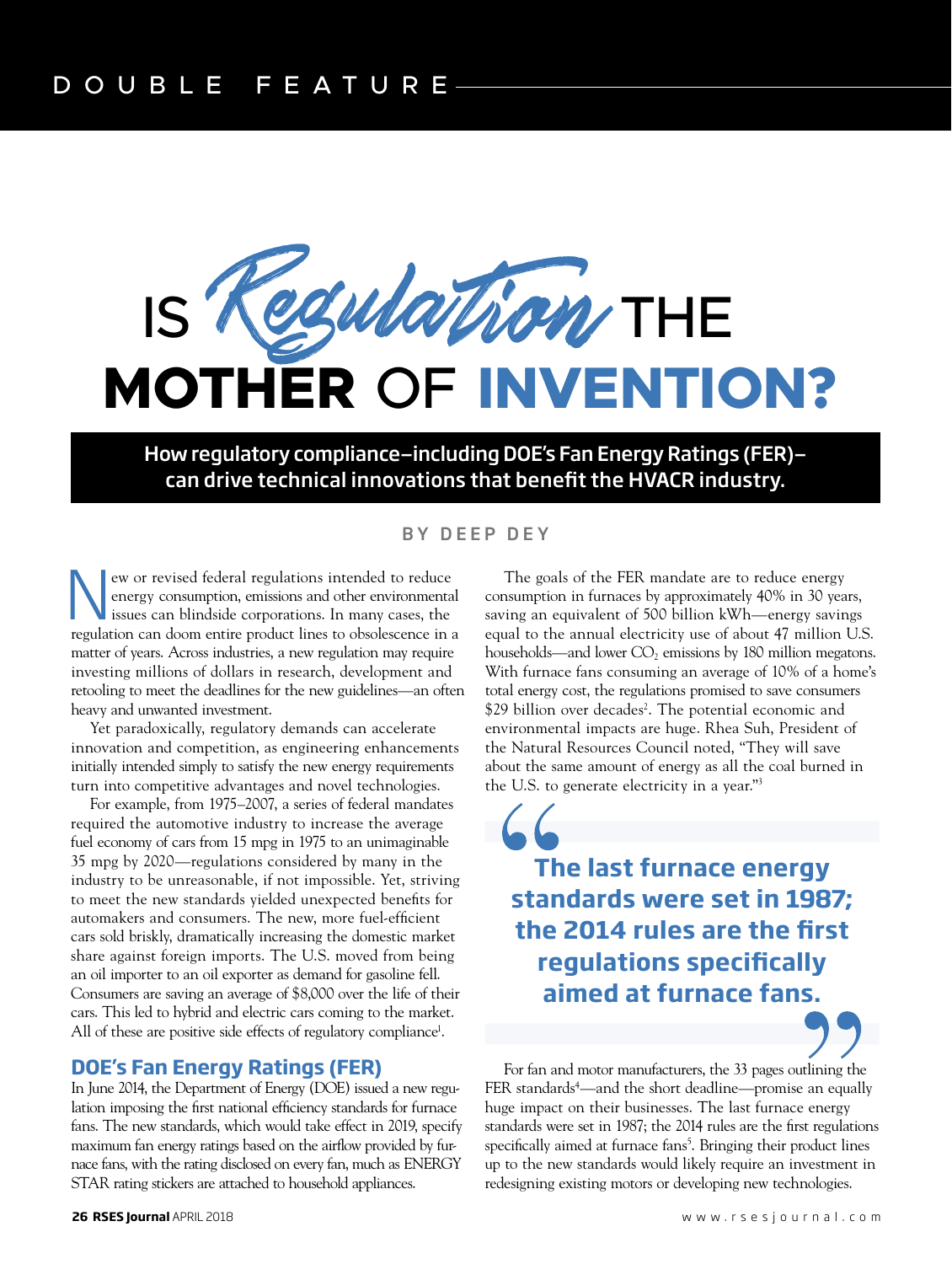DOUBLE FEATURE

# IS *Regulation* THE MOTHER OF INVENTION?

**How regulatory compliance–including DOE's Fan Energy Ratings (FER)–can drive technical innovations that benefit the HVACR industry.**

BY DEEP DEY

New or revised federal regulations intended to reduce energy consumption, emissions and other environmental issues can blindside corporations. In many cases, the regulation can doom entire product lines to obsolescence in a matter of years. Across industries, a new regulation may require investing millions of dollars in research, development and retooling to meet the deadlines for the new guidelines—an often heavy and unwanted investment.

Yet paradoxically, regulatory demands can accelerate innovation and competition, as engineering enhancements initially intended simply to satisfy the new energy requirements turn into competitive advantages and novel technologies.

For example, from 1975–2007, a series of federal mandates required the automotive industry to increase the average fuel economy of cars from 15 mpg in 1975 to an unimaginable 35 mpg by 2020—regulations considered by many in the industry to be unreasonable, if not impossible. Yet, striving to meet the new standards yielded unexpected benefits for automakers and consumers. The new, more fuel-efficient cars sold briskly, dramatically increasing the domestic market share against foreign imports. The U.S. moved from being an oil importer to an oil exporter as demand for gasoline fell. Consumers are saving an average of $8,000 over the life of their cars. This led to hybrid and electric cars coming to the market. All of these are positive side effects of regulatory compliance[1].

## DOE's Fan Energy Ratings (FER)

In June 2014, the Department of Energy (DOE) issued a new regulation imposing the first national efficiency standards for furnace fans. The new standards, which would take effect in 2019, specify maximum fan energy ratings based on the airflow provided by furnace fans, with the rating disclosed on every fan, much as ENERGY STAR rating stickers are attached to household appliances.

The goals of the FER mandate are to reduce energy consumption in furnaces by approximately 40% in 30 years, saving an equivalent of 500 billion kWh—energy savings equal to the annual electricity use of about 47 million U.S. households—and lower $CO_2$ emissions by 180 million megatons. With furnace fans consuming an average of 10% of a home's total energy cost, the regulations promised to save consumers $29 billion over decades[2]. The potential economic and environmental impacts are huge. Rhea Suh, President of the Natural Resources Council noted, "They will save about the same amount of energy as all the coal burned in the U.S. to generate electricity in a year."[3]

> **The last furnace energy standards were set in 1987; the 2014 rules are the first regulations specifically aimed at furnace fans.**

For fan and motor manufacturers, the 33 pages outlining the FER standards[4]—and the short deadline—promise an equally huge impact on their businesses. The last furnace energy standards were set in 1987; the 2014 rules are the first regulations specifically aimed at furnace fans[5]. Bringing their product lines up to the new standards would likely require an investment in redesigning existing motors or developing new technologies.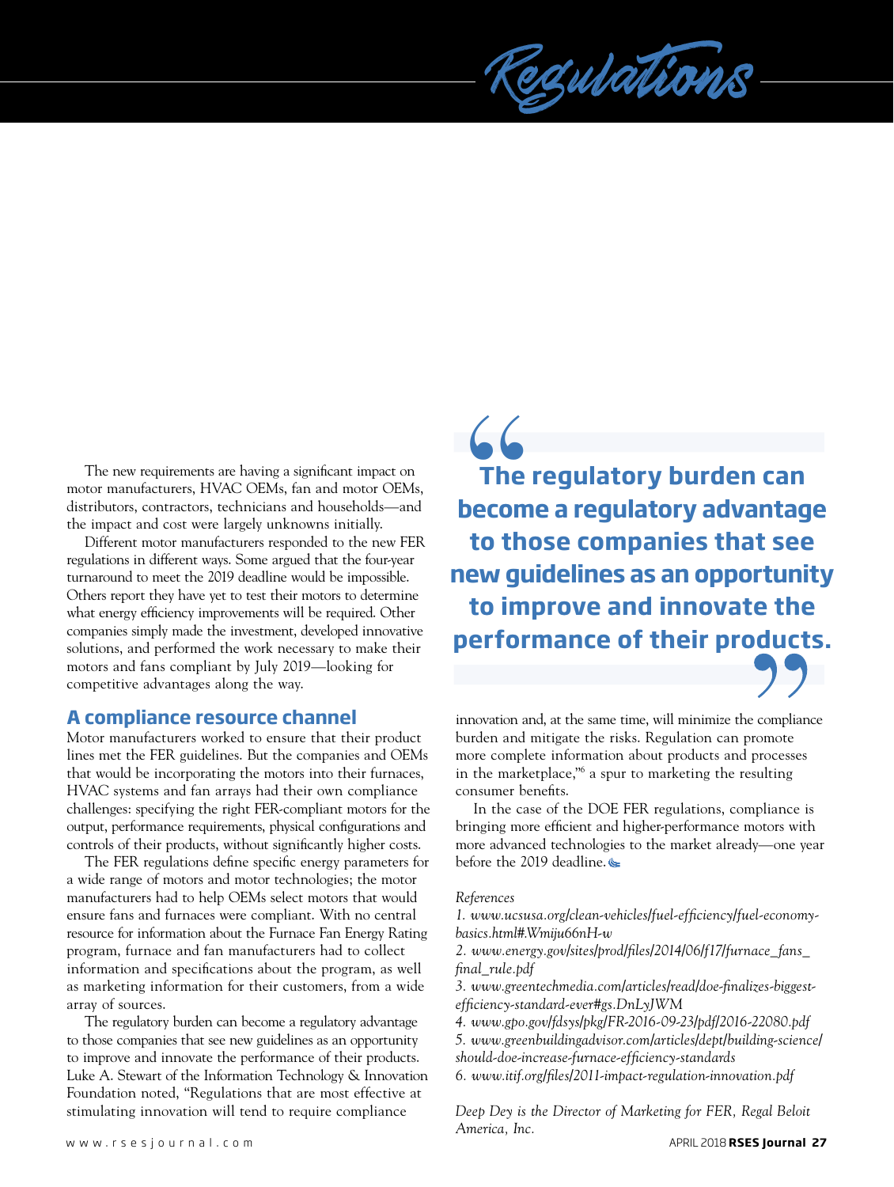The new requirements are having a significant impact on motor manufacturers, HVAC OEMs, fan and motor OEMs, distributors, contractors, technicians and households—and the impact and cost were largely unknowns initially.

Different motor manufacturers responded to the new FER regulations in different ways. Some argued that the four-year turnaround to meet the 2019 deadline would be impossible. Others report they have yet to test their motors to determine what energy efficiency improvements will be required. Other companies simply made the investment, developed innovative solutions, and performed the work necessary to make their motors and fans compliant by July 2019—looking for competitive advantages along the way.

## A compliance resource channel

Motor manufacturers worked to ensure that their product lines met the FER guidelines. But the companies and OEMs that would be incorporating the motors into their furnaces, HVAC systems and fan arrays had their own compliance challenges: specifying the right FER-compliant motors for the output, performance requirements, physical configurations and controls of their products, without significantly higher costs.

The FER regulations define specific energy parameters for a wide range of motors and motor technologies; the motor manufacturers had to help OEMs select motors that would ensure fans and furnaces were compliant. With no central resource for information about the Furnace Fan Energy Rating program, furnace and fan manufacturers had to collect information and specifications about the program, as well as marketing information for their customers, from a wide array of sources.

The regulatory burden can become a regulatory advantage to those companies that see new guidelines as an opportunity to improve and innovate the performance of their products. Luke A. Stewart of the Information Technology & Innovation Foundation noted, "Regulations that are most effective at stimulating innovation will tend to require compliance innovation and, at the same time, will minimize the compliance burden and mitigate the risks. Regulation can promote more complete information about products and processes in the marketplace,"[6] a spur to marketing the resulting consumer benefits.

> **"The regulatory burden can become a regulatory advantage to those companies that see new guidelines as an opportunity to improve and innovate the performance of their products."**

In the case of the DOE FER regulations, compliance is bringing more efficient and higher-performance motors with more advanced technologies to the market already—one year before the 2019 deadline.

*References*

*1. www.ucsusa.org/clean-vehicles/fuel-efficiency/fuel-economy-basics.html#.Wmiju66nH-w*

*2. www.energy.gov/sites/prod/files/2014/06/f17/furnace_fans_final_rule.pdf*

*3. www.greentechmedia.com/articles/read/doe-finalizes-biggest-efficiency-standard-ever#gs.DnLyJWM*

*4. www.gpo.gov/fdsys/pkg/FR-2016-09-23/pdf/2016-22080.pdf*

*5. www.greenbuildingadvisor.com/articles/dept/building-science/should-doe-increase-furnace-efficiency-standards*

*6. www.itif.org/files/2011-impact-regulation-innovation.pdf*

*Deep Dey is the Director of Marketing for FER, Regal Beloit America, Inc.*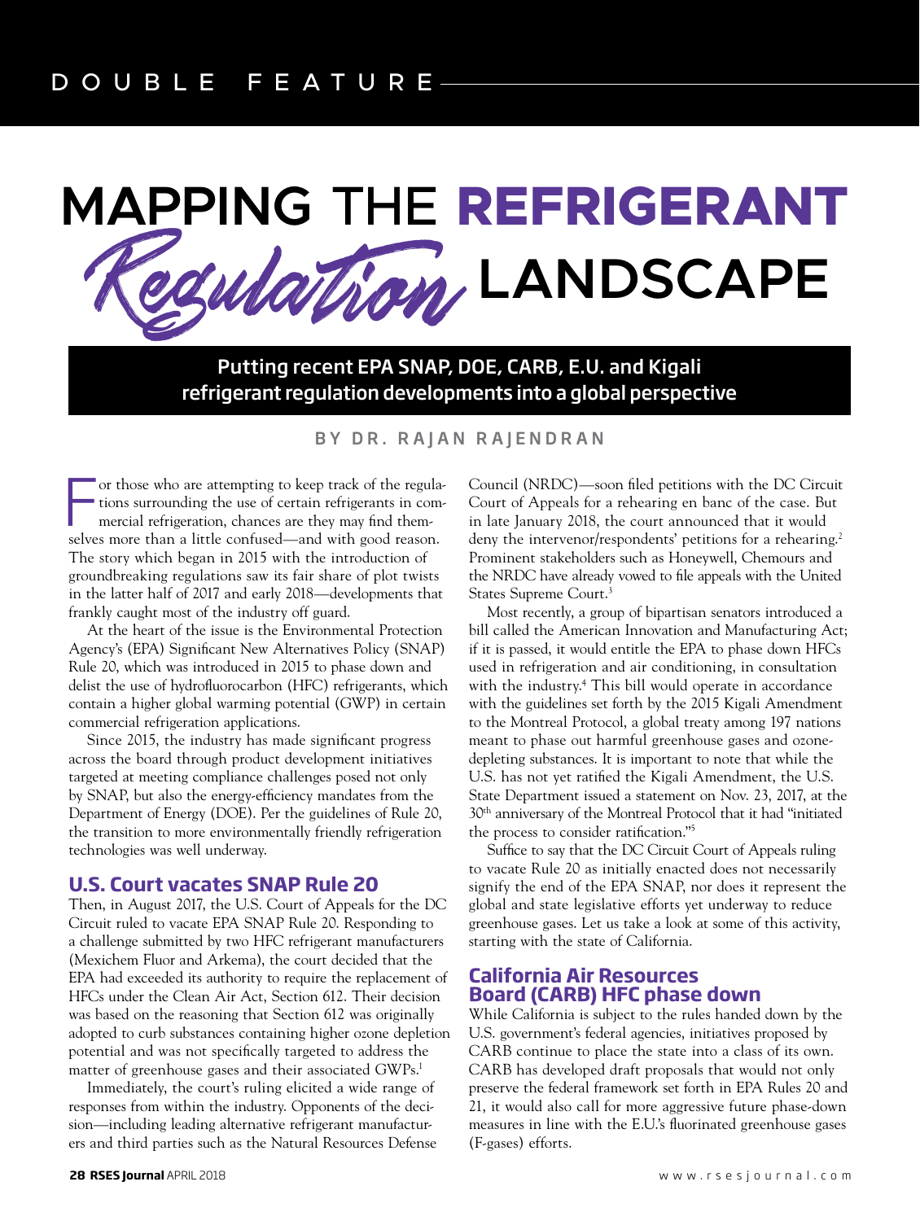DOUBLE FEATURE

# MAPPING THE REFRIGERANT *Regulation* LANDSCAPE

**Putting recent EPA SNAP, DOE, CARB, E.U. and Kigali refrigerant regulation developments into a global perspective**

BY DR. RAJAN RAJENDRAN

For those who are attempting to keep track of the regulations surrounding the use of certain refrigerants in commercial refrigeration, chances are they may find themselves more than a little confused—and with good reason. The story which began in 2015 with the introduction of groundbreaking regulations saw its fair share of plot twists in the latter half of 2017 and early 2018—developments that frankly caught most of the industry off guard.

At the heart of the issue is the Environmental Protection Agency's (EPA) Significant New Alternatives Policy (SNAP) Rule 20, which was introduced in 2015 to phase down and delist the use of hydrofluorocarbon (HFC) refrigerants, which contain a higher global warming potential (GWP) in certain commercial refrigeration applications.

Since 2015, the industry has made significant progress across the board through product development initiatives targeted at meeting compliance challenges posed not only by SNAP, but also the energy-efficiency mandates from the Department of Energy (DOE). Per the guidelines of Rule 20, the transition to more environmentally friendly refrigeration technologies was well underway.

## U.S. Court vacates SNAP Rule 20

Then, in August 2017, the U.S. Court of Appeals for the DC Circuit ruled to vacate EPA SNAP Rule 20. Responding to a challenge submitted by two HFC refrigerant manufacturers (Mexichem Fluor and Arkema), the court decided that the EPA had exceeded its authority to require the replacement of HFCs under the Clean Air Act, Section 612. Their decision was based on the reasoning that Section 612 was originally adopted to curb substances containing higher ozone depletion potential and was not specifically targeted to address the matter of greenhouse gases and their associated GWPs.[1]

Immediately, the court's ruling elicited a wide range of responses from within the industry. Opponents of the decision—including leading alternative refrigerant manufacturers and third parties such as the Natural Resources Defense Council (NRDC)—soon filed petitions with the DC Circuit Court of Appeals for a rehearing en banc of the case. But in late January 2018, the court announced that it would deny the intervenor/respondents' petitions for a rehearing.[2] Prominent stakeholders such as Honeywell, Chemours and the NRDC have already vowed to file appeals with the United States Supreme Court.[3]

Most recently, a group of bipartisan senators introduced a bill called the American Innovation and Manufacturing Act; if it is passed, it would entitle the EPA to phase down HFCs used in refrigeration and air conditioning, in consultation with the industry.[4] This bill would operate in accordance with the guidelines set forth by the 2015 Kigali Amendment to the Montreal Protocol, a global treaty among 197 nations meant to phase out harmful greenhouse gases and ozone-depleting substances. It is important to note that while the U.S. has not yet ratified the Kigali Amendment, the U.S. State Department issued a statement on Nov. 23, 2017, at the 30th anniversary of the Montreal Protocol that it had "initiated the process to consider ratification."[5]

Suffice to say that the DC Circuit Court of Appeals ruling to vacate Rule 20 as initially enacted does not necessarily signify the end of the EPA SNAP, nor does it represent the global and state legislative efforts yet underway to reduce greenhouse gases. Let us take a look at some of this activity, starting with the state of California.

## California Air Resources Board (CARB) HFC phase down

While California is subject to the rules handed down by the U.S. government's federal agencies, initiatives proposed by CARB continue to place the state into a class of its own. CARB has developed draft proposals that would not only preserve the federal framework set forth in EPA Rules 20 and 21, it would also call for more aggressive future phase-down measures in line with the E.U.'s fluorinated greenhouse gases (F-gases) efforts.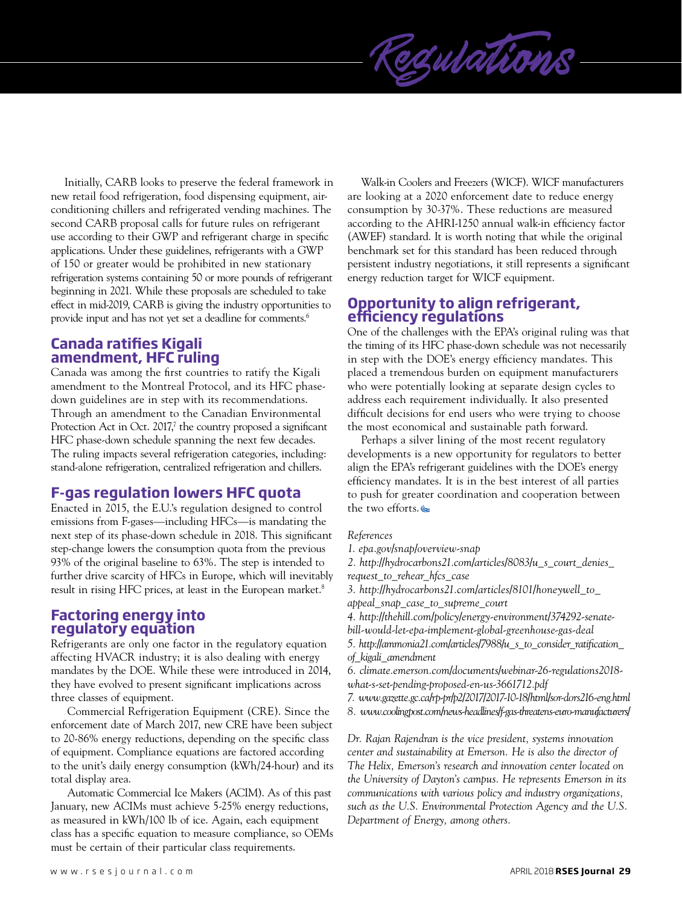Initially, CARB looks to preserve the federal framework in new retail food refrigeration, food dispensing equipment, air-conditioning chillers and refrigerated vending machines. The second CARB proposal calls for future rules on refrigerant use according to their GWP and refrigerant charge in specific applications. Under these guidelines, refrigerants with a GWP of 150 or greater would be prohibited in new stationary refrigeration systems containing 50 or more pounds of refrigerant beginning in 2021. While these proposals are scheduled to take effect in mid-2019, CARB is giving the industry opportunities to provide input and has not yet set a deadline for comments.[6]

## Canada ratifies Kigali amendment, HFC ruling

Canada was among the first countries to ratify the Kigali amendment to the Montreal Protocol, and its HFC phase-down guidelines are in step with its recommendations. Through an amendment to the Canadian Environmental Protection Act in Oct. 2017,[7] the country proposed a significant HFC phase-down schedule spanning the next few decades. The ruling impacts several refrigeration categories, including: stand-alone refrigeration, centralized refrigeration and chillers.

## F-gas regulation lowers HFC quota

Enacted in 2015, the E.U.'s regulation designed to control emissions from F-gases—including HFCs—is mandating the next step of its phase-down schedule in 2018. This significant step-change lowers the consumption quota from the previous 93% of the original baseline to 63%. The step is intended to further drive scarcity of HFCs in Europe, which will inevitably result in rising HFC prices, at least in the European market.[8]

## Factoring energy into regulatory equation

Refrigerants are only one factor in the regulatory equation affecting HVACR industry; it is also dealing with energy mandates by the DOE. While these were introduced in 2014, they have evolved to present significant implications across three classes of equipment.

Commercial Refrigeration Equipment (CRE). Since the enforcement date of March 2017, new CRE have been subject to 20-86% energy reductions, depending on the specific class of equipment. Compliance equations are factored according to the unit's daily energy consumption (kWh/24-hour) and its total display area.

Automatic Commercial Ice Makers (ACIM). As of this past January, new ACIMs must achieve 5-25% energy reductions, as measured in kWh/100 lb of ice. Again, each equipment class has a specific equation to measure compliance, so OEMs must be certain of their particular class requirements.

Walk-in Coolers and Freezers (WICF). WICF manufacturers are looking at a 2020 enforcement date to reduce energy consumption by 30-37%. These reductions are measured according to the AHRI-1250 annual walk-in efficiency factor (AWEF) standard. It is worth noting that while the original benchmark set for this standard has been reduced through persistent industry negotiations, it still represents a significant energy reduction target for WICF equipment.

## Opportunity to align refrigerant, efficiency regulations

One of the challenges with the EPA's original ruling was that the timing of its HFC phase-down schedule was not necessarily in step with the DOE's energy efficiency mandates. This placed a tremendous burden on equipment manufacturers who were potentially looking at separate design cycles to address each requirement individually. It also presented difficult decisions for end users who were trying to choose the most economical and sustainable path forward.

Perhaps a silver lining of the most recent regulatory developments is a new opportunity for regulators to better align the EPA's refrigerant guidelines with the DOE's energy efficiency mandates. It is in the best interest of all parties to push for greater coordination and cooperation between the two efforts.

*References*

1. *epa.gov/snap/overview-snap*
2. *http://hydrocarbons21.com/articles/8083/u_s_court_denies_request_to_rehear_hfcs_case*
3. *http://hydrocarbons21.com/articles/8101/honeywell_to_appeal_snap_case_to_supreme_court*
4. *http://thehill.com/policy/energy-environment/374292-senate-bill-would-let-epa-implement-global-greenhouse-gas-deal*
5. *http://ammonia21.com/articles/7988/u_s_to_consider_ratification_of_kigali_amendment*
6. *climate.emerson.com/documents/webinar-26-regulations2018-what-s-set-pending-proposed-en-us-3661712.pdf*
7. *www.gazette.gc.ca/rp-pr/p2/2017/2017-10-18/html/sor-dors216-eng.html*
8. *www.coolingpost.com/news-headlines/f-gas-threatens-euro-manufacturers/*

*Dr. Rajan Rajendran is the vice president, systems innovation center and sustainability at Emerson. He is also the director of The Helix, Emerson's research and innovation center located on the University of Dayton's campus. He represents Emerson in its communications with various policy and industry organizations, such as the U.S. Environmental Protection Agency and the U.S. Department of Energy, among others.*